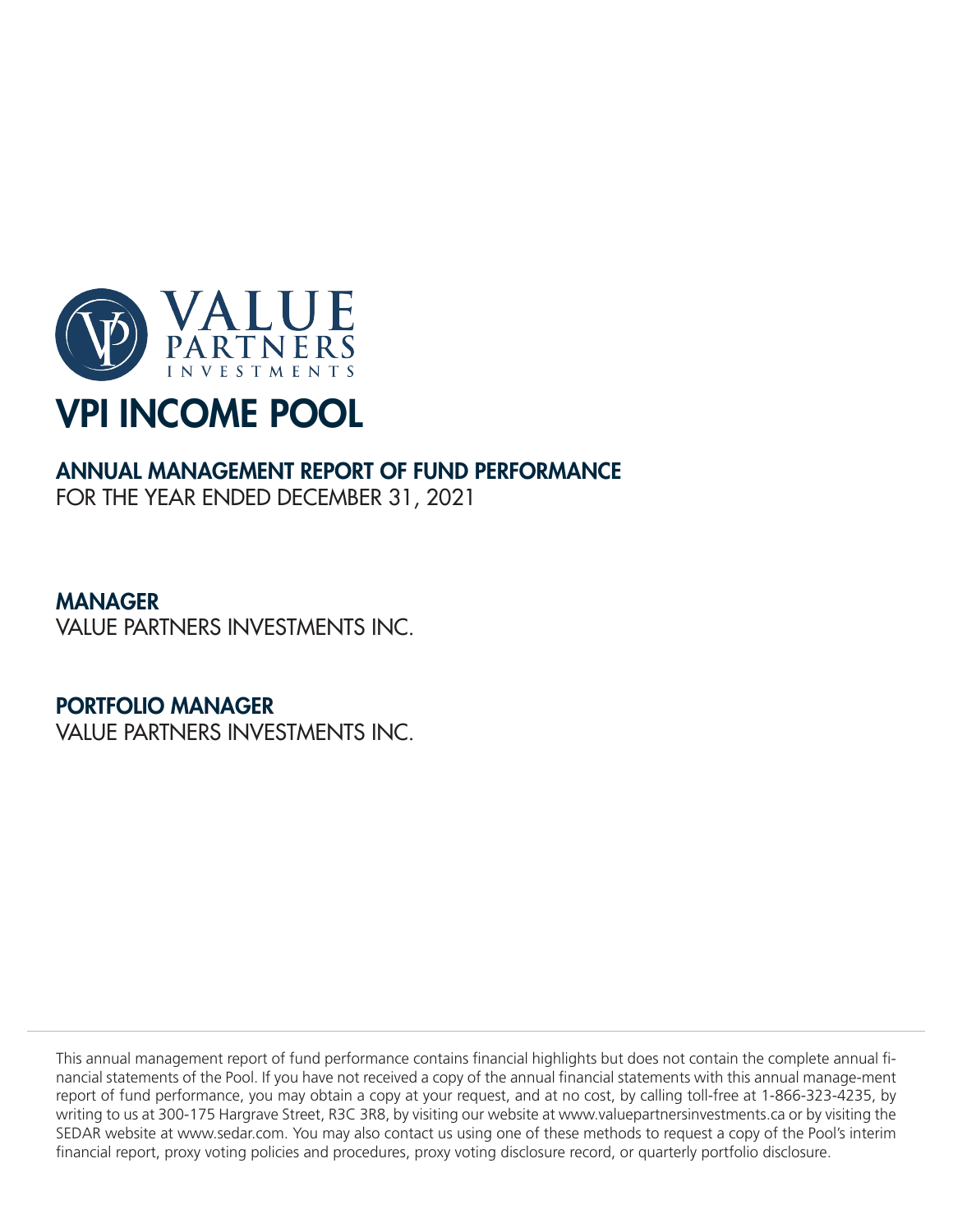VALUE PARTNERS INVESTMENTS

# VPI INCOME POOL

## ANNUAL MANAGEMENT REPORT OF FUND PERFORMANCE

FOR THE YEAR ENDED DECEMBER 31, 2021

## MANAGER

VALUE PARTNERS INVESTMENTS INC.

## PORTFOLIO MANAGER

VALUE PARTNERS INVESTMENTS INC.

This annual management report of fund performance contains financial highlights but does not contain the complete annual financial statements of the Pool. If you have not received a copy of the annual financial statements with this annual manage-ment report of fund performance, you may obtain a copy at your request, and at no cost, by calling toll-free at 1-866-323-4235, by writing to us at 300-175 Hargrave Street, R3C 3R8, by visiting our website at www.valuepartnersinvestments.ca or by visiting the SEDAR website at www.sedar.com. You may also contact us using one of these methods to request a copy of the Pool's interim financial report, proxy voting policies and procedures, proxy voting disclosure record, or quarterly portfolio disclosure.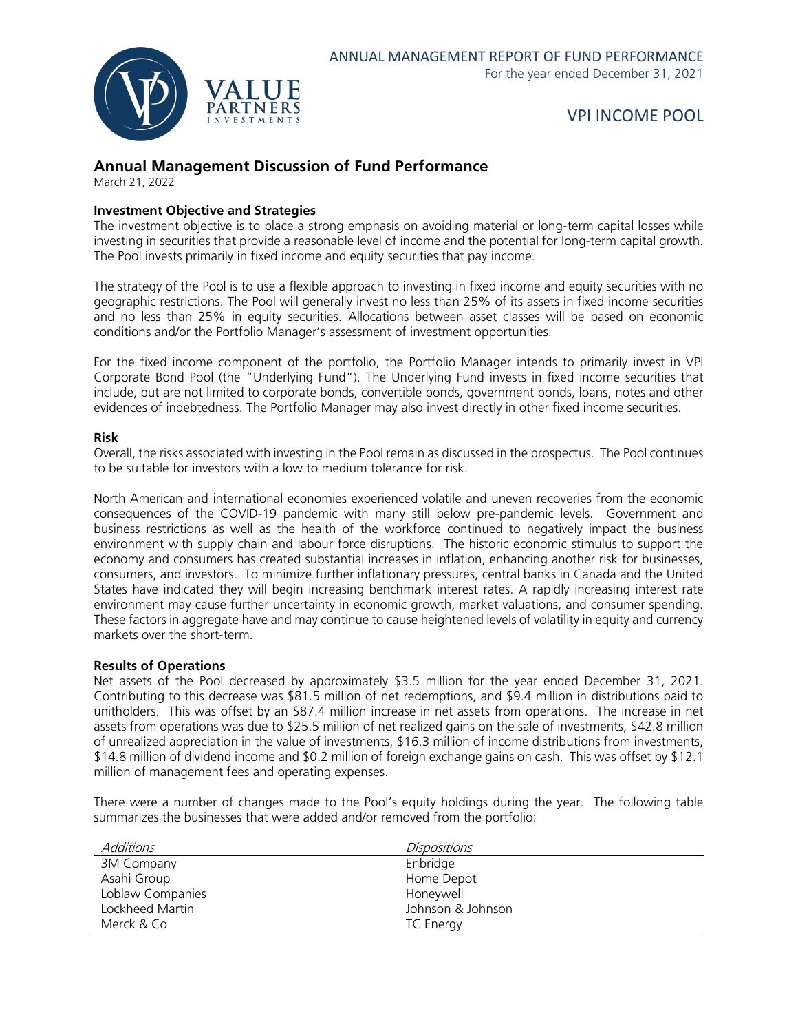# Annual Management Discussion of Fund Performance

March 21, 2022

### Investment Objective and Strategies

The investment objective is to place a strong emphasis on avoiding material or long-term capital losses while investing in securities that provide a reasonable level of income and the potential for long-term capital growth. The Pool invests primarily in fixed income and equity securities that pay income.

The strategy of the Pool is to use a flexible approach to investing in fixed income and equity securities with no geographic restrictions. The Pool will generally invest no less than 25% of its assets in fixed income securities and no less than 25% in equity securities. Allocations between asset classes will be based on economic conditions and/or the Portfolio Manager's assessment of investment opportunities.

For the fixed income component of the portfolio, the Portfolio Manager intends to primarily invest in VPI Corporate Bond Pool (the "Underlying Fund"). The Underlying Fund invests in fixed income securities that include, but are not limited to corporate bonds, convertible bonds, government bonds, loans, notes and other evidences of indebtedness. The Portfolio Manager may also invest directly in other fixed income securities.

### Risk

Overall, the risks associated with investing in the Pool remain as discussed in the prospectus. The Pool continues to be suitable for investors with a low to medium tolerance for risk.

North American and international economies experienced volatile and uneven recoveries from the economic consequences of the COVID-19 pandemic with many still below pre-pandemic levels. Government and business restrictions as well as the health of the workforce continued to negatively impact the business environment with supply chain and labour force disruptions. The historic economic stimulus to support the economy and consumers has created substantial increases in inflation, enhancing another risk for businesses, consumers, and investors. To minimize further inflationary pressures, central banks in Canada and the United States have indicated they will begin increasing benchmark interest rates. A rapidly increasing interest rate environment may cause further uncertainty in economic growth, market valuations, and consumer spending. These factors in aggregate have and may continue to cause heightened levels of volatility in equity and currency markets over the short-term.

### Results of Operations

Net assets of the Pool decreased by approximately $3.5 million for the year ended December 31, 2021. Contributing to this decrease was $81.5 million of net redemptions, and $9.4 million in distributions paid to unitholders. This was offset by an $87.4 million increase in net assets from operations. The increase in net assets from operations was due to $25.5 million of net realized gains on the sale of investments, $42.8 million of unrealized appreciation in the value of investments, $16.3 million of income distributions from investments, $14.8 million of dividend income and $0.2 million of foreign exchange gains on cash. This was offset by $12.1 million of management fees and operating expenses.

There were a number of changes made to the Pool's equity holdings during the year. The following table summarizes the businesses that were added and/or removed from the portfolio:

| *Additions* | *Dispositions* |
|---|---|
| 3M Company | Enbridge |
| Asahi Group | Home Depot |
| Loblaw Companies | Honeywell |
| Lockheed Martin | Johnson & Johnson |
| Merck & Co | TC Energy |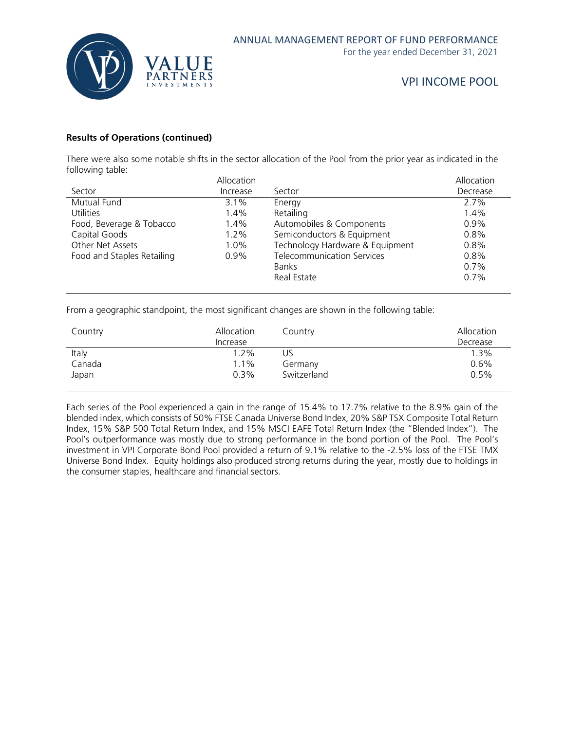**Results of Operations (continued)**

There were also some notable shifts in the sector allocation of the Pool from the prior year as indicated in the following table:

| Sector | Allocation Increase | Sector | Allocation Decrease |
|---|---|---|---|
| Mutual Fund | 3.1% | Energy | 2.7% |
| Utilities | 1.4% | Retailing | 1.4% |
| Food, Beverage & Tobacco | 1.4% | Automobiles & Components | 0.9% |
| Capital Goods | 1.2% | Semiconductors & Equipment | 0.8% |
| Other Net Assets | 1.0% | Technology Hardware & Equipment | 0.8% |
| Food and Staples Retailing | 0.9% | Telecommunication Services | 0.8% |
| | | Banks | 0.7% |
| | | Real Estate | 0.7% |

From a geographic standpoint, the most significant changes are shown in the following table:

| Country | Allocation Increase | Country | Allocation Decrease |
|---|---|---|---|
| Italy | 1.2% | US | 1.3% |
| Canada | 1.1% | Germany | 0.6% |
| Japan | 0.3% | Switzerland | 0.5% |

Each series of the Pool experienced a gain in the range of 15.4% to 17.7% relative to the 8.9% gain of the blended index, which consists of 50% FTSE Canada Universe Bond Index, 20% S&P TSX Composite Total Return Index, 15% S&P 500 Total Return Index, and 15% MSCI EAFE Total Return Index (the "Blended Index"). The Pool's outperformance was mostly due to strong performance in the bond portion of the Pool. The Pool's investment in VPI Corporate Bond Pool provided a return of 9.1% relative to the -2.5% loss of the FTSE TMX Universe Bond Index. Equity holdings also produced strong returns during the year, mostly due to holdings in the consumer staples, healthcare and financial sectors.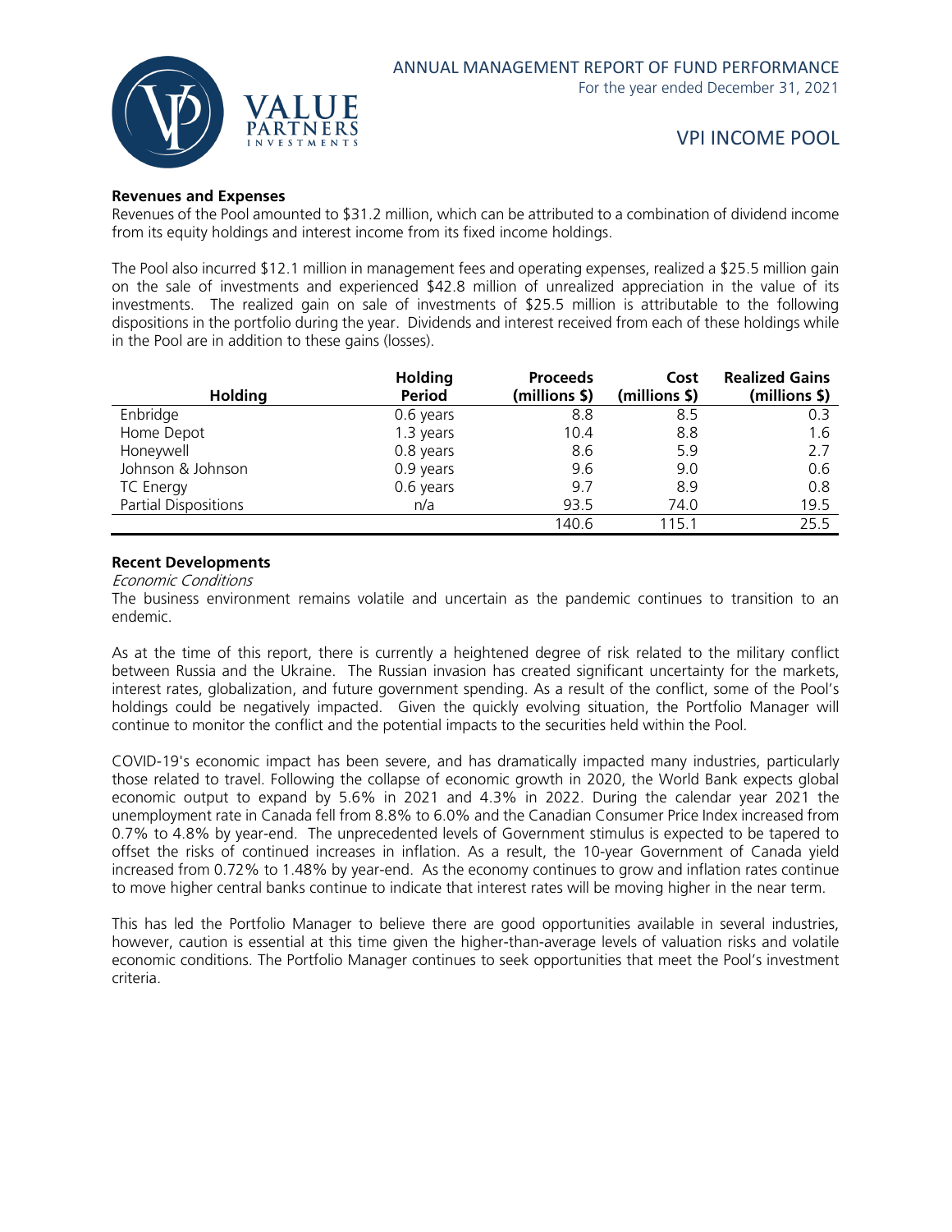**Revenues and Expenses**

Revenues of the Pool amounted to $31.2 million, which can be attributed to a combination of dividend income from its equity holdings and interest income from its fixed income holdings.

The Pool also incurred $12.1 million in management fees and operating expenses, realized a $25.5 million gain on the sale of investments and experienced $42.8 million of unrealized appreciation in the value of its investments. The realized gain on sale of investments of $25.5 million is attributable to the following dispositions in the portfolio during the year. Dividends and interest received from each of these holdings while in the Pool are in addition to these gains (losses).

| Holding | Holding Period | Proceeds (millions $) | Cost (millions $) | Realized Gains (millions $) |
|---|---|---|---|---|
| Enbridge | 0.6 years | 8.8 | 8.5 | 0.3 |
| Home Depot | 1.3 years | 10.4 | 8.8 | 1.6 |
| Honeywell | 0.8 years | 8.6 | 5.9 | 2.7 |
| Johnson & Johnson | 0.9 years | 9.6 | 9.0 | 0.6 |
| TC Energy | 0.6 years | 9.7 | 8.9 | 0.8 |
| Partial Dispositions | n/a | 93.5 | 74.0 | 19.5 |
| | | 140.6 | 115.1 | 25.5 |

**Recent Developments**

*Economic Conditions*

The business environment remains volatile and uncertain as the pandemic continues to transition to an endemic.

As at the time of this report, there is currently a heightened degree of risk related to the military conflict between Russia and the Ukraine. The Russian invasion has created significant uncertainty for the markets, interest rates, globalization, and future government spending. As a result of the conflict, some of the Pool's holdings could be negatively impacted. Given the quickly evolving situation, the Portfolio Manager will continue to monitor the conflict and the potential impacts to the securities held within the Pool.

COVID-19's economic impact has been severe, and has dramatically impacted many industries, particularly those related to travel. Following the collapse of economic growth in 2020, the World Bank expects global economic output to expand by 5.6% in 2021 and 4.3% in 2022. During the calendar year 2021 the unemployment rate in Canada fell from 8.8% to 6.0% and the Canadian Consumer Price Index increased from 0.7% to 4.8% by year-end. The unprecedented levels of Government stimulus is expected to be tapered to offset the risks of continued increases in inflation. As a result, the 10-year Government of Canada yield increased from 0.72% to 1.48% by year-end. As the economy continues to grow and inflation rates continue to move higher central banks continue to indicate that interest rates will be moving higher in the near term.

This has led the Portfolio Manager to believe there are good opportunities available in several industries, however, caution is essential at this time given the higher-than-average levels of valuation risks and volatile economic conditions. The Portfolio Manager continues to seek opportunities that meet the Pool's investment criteria.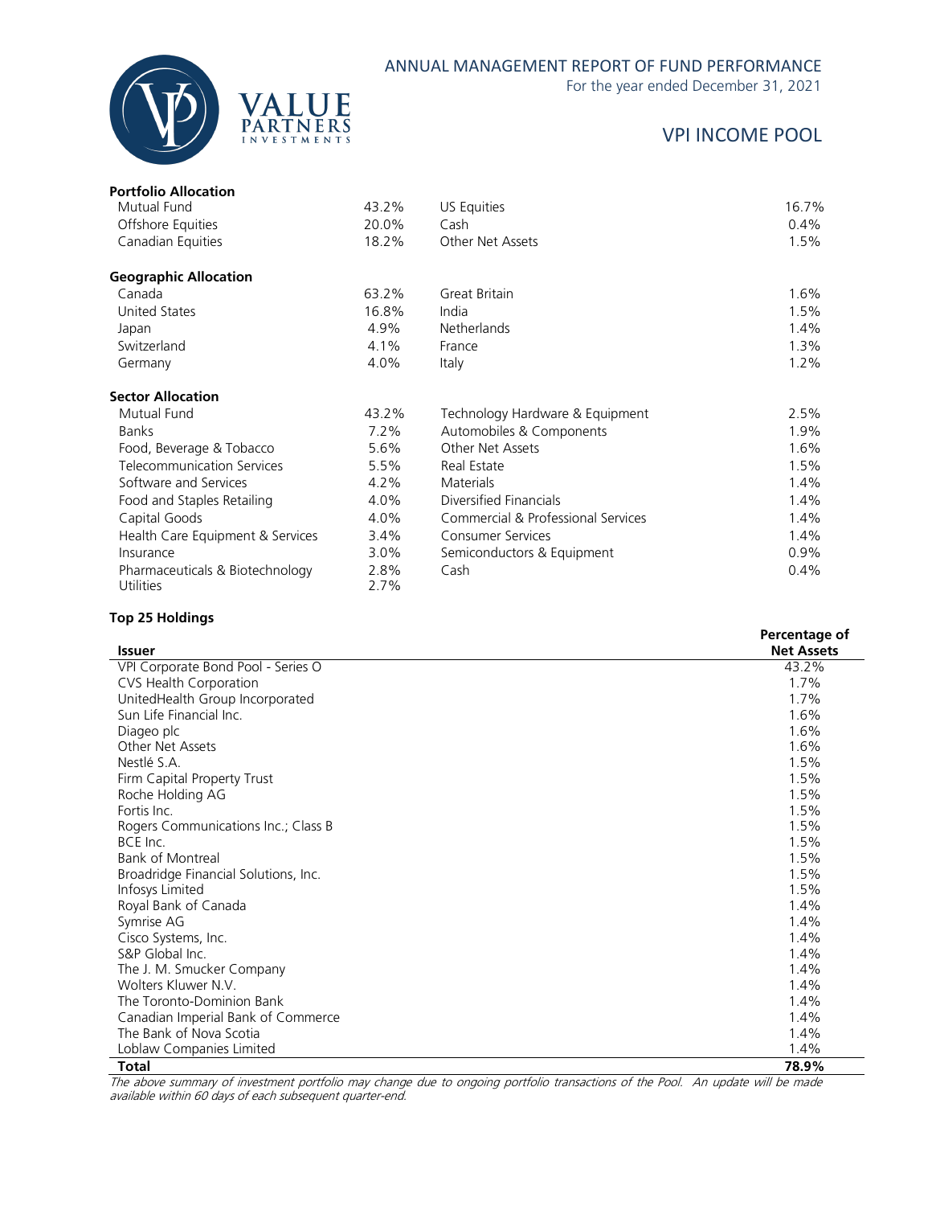# ANNUAL MANAGEMENT REPORT OF FUND PERFORMANCE

For the year ended December 31, 2021

## VPI INCOME POOL

### Portfolio Allocation

| | | | |
|---|---|---|---|
| Mutual Fund | 43.2% | US Equities | 16.7% |
| Offshore Equities | 20.0% | Cash | 0.4% |
| Canadian Equities | 18.2% | Other Net Assets | 1.5% |

### Geographic Allocation

| | | | |
|---|---|---|---|
| Canada | 63.2% | Great Britain | 1.6% |
| United States | 16.8% | India | 1.5% |
| Japan | 4.9% | Netherlands | 1.4% |
| Switzerland | 4.1% | France | 1.3% |
| Germany | 4.0% | Italy | 1.2% |

### Sector Allocation

| | | | |
|---|---|---|---|
| Mutual Fund | 43.2% | Technology Hardware & Equipment | 2.5% |
| Banks | 7.2% | Automobiles & Components | 1.9% |
| Food, Beverage & Tobacco | 5.6% | Other Net Assets | 1.6% |
| Telecommunication Services | 5.5% | Real Estate | 1.5% |
| Software and Services | 4.2% | Materials | 1.4% |
| Food and Staples Retailing | 4.0% | Diversified Financials | 1.4% |
| Capital Goods | 4.0% | Commercial & Professional Services | 1.4% |
| Health Care Equipment & Services | 3.4% | Consumer Services | 1.4% |
| Insurance | 3.0% | Semiconductors & Equipment | 0.9% |
| Pharmaceuticals & Biotechnology | 2.8% | Cash | 0.4% |
| Utilities | 2.7% | | |

### Top 25 Holdings

| Issuer | Percentage of Net Assets |
|---|---|
| VPI Corporate Bond Pool - Series O | 43.2% |
| CVS Health Corporation | 1.7% |
| UnitedHealth Group Incorporated | 1.7% |
| Sun Life Financial Inc. | 1.6% |
| Diageo plc | 1.6% |
| Other Net Assets | 1.6% |
| Nestlé S.A. | 1.5% |
| Firm Capital Property Trust | 1.5% |
| Roche Holding AG | 1.5% |
| Fortis Inc. | 1.5% |
| Rogers Communications Inc.; Class B | 1.5% |
| BCE Inc. | 1.5% |
| Bank of Montreal | 1.5% |
| Broadridge Financial Solutions, Inc. | 1.5% |
| Infosys Limited | 1.5% |
| Royal Bank of Canada | 1.4% |
| Symrise AG | 1.4% |
| Cisco Systems, Inc. | 1.4% |
| S&P Global Inc. | 1.4% |
| The J. M. Smucker Company | 1.4% |
| Wolters Kluwer N.V. | 1.4% |
| The Toronto-Dominion Bank | 1.4% |
| Canadian Imperial Bank of Commerce | 1.4% |
| The Bank of Nova Scotia | 1.4% |
| Loblaw Companies Limited | 1.4% |
| **Total** | **78.9%** |

*The above summary of investment portfolio may change due to ongoing portfolio transactions of the Pool. An update will be made available within 60 days of each subsequent quarter-end.*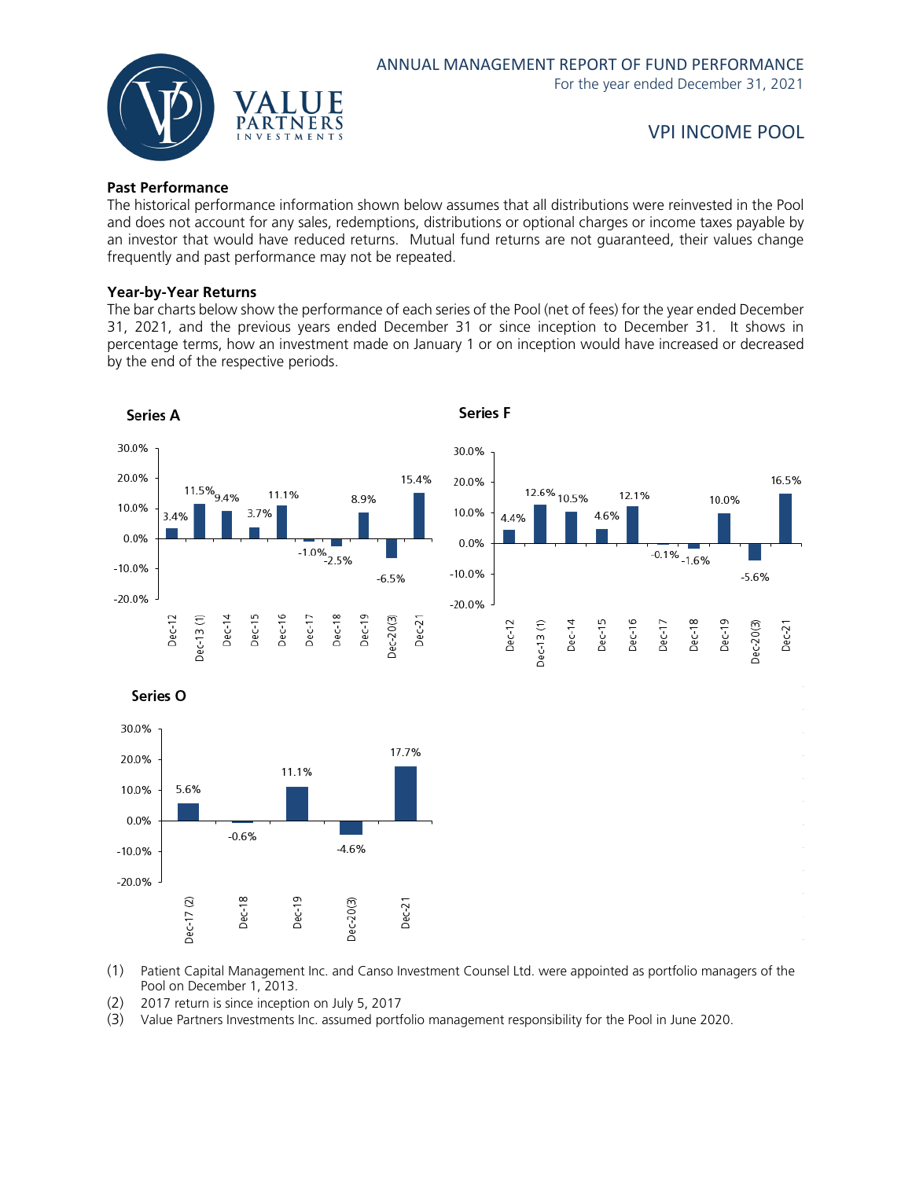### Past Performance

The historical performance information shown below assumes that all distributions were reinvested in the Pool and does not account for any sales, redemptions, distributions or optional charges or income taxes payable by an investor that would have reduced returns. Mutual fund returns are not guaranteed, their values change frequently and past performance may not be repeated.

### Year-by-Year Returns

The bar charts below show the performance of each series of the Pool (net of fees) for the year ended December 31, 2021, and the previous years ended December 31 or since inception to December 31. It shows in percentage terms, how an investment made on January 1 or on inception would have increased or decreased by the end of the respective periods.

**Series A**

| Dec-12 | Dec-13 (1) | Dec-14 | Dec-15 | Dec-16 | Dec-17 | Dec-18 | Dec-19 | Dec-20(3) | Dec-21 |
|---|---|---|---|---|---|---|---|---|---|
| 3.4% | 11.5% | 9.4% | 3.7% | 11.1% | -1.0% | -2.5% | 8.9% | -6.5% | 15.4% |

**Series F**

| Dec-12 | Dec-13 (1) | Dec-14 | Dec-15 | Dec-16 | Dec-17 | Dec-18 | Dec-19 | Dec-20(3) | Dec-21 |
|---|---|---|---|---|---|---|---|---|---|
| 4.4% | 12.6% | 10.5% | 4.6% | 12.1% | -0.1% | -1.6% | 10.0% | -5.6% | 16.5% |

**Series O**

| Dec-17 (2) | Dec-18 | Dec-19 | Dec-20(3) | Dec-21 |
|---|---|---|---|---|
| 5.6% | -0.6% | 11.1% | -4.6% | 17.7% |

(1) Patient Capital Management Inc. and Canso Investment Counsel Ltd. were appointed as portfolio managers of the Pool on December 1, 2013.

(2) 2017 return is since inception on July 5, 2017

(3) Value Partners Investments Inc. assumed portfolio management responsibility for the Pool in June 2020.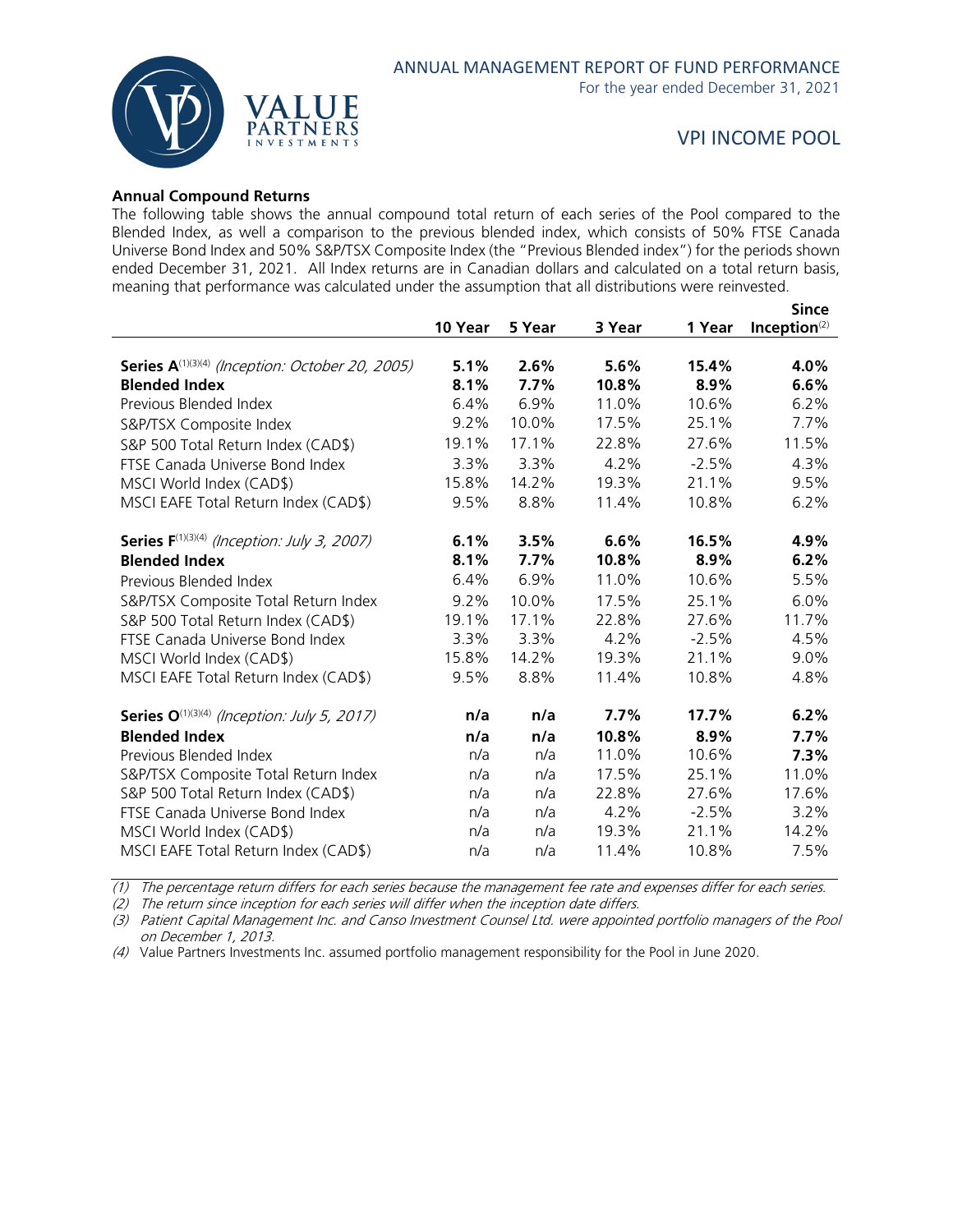### Annual Compound Returns

The following table shows the annual compound total return of each series of the Pool compared to the Blended Index, as well a comparison to the previous blended index, which consists of 50% FTSE Canada Universe Bond Index and 50% S&P/TSX Composite Index (the "Previous Blended index") for the periods shown ended December 31, 2021. All Index returns are in Canadian dollars and calculated on a total return basis, meaning that performance was calculated under the assumption that all distributions were reinvested.

| | 10 Year | 5 Year | 3 Year | 1 Year | Since Inception[2] |
|---|---|---|---|---|---|
| **Series A**[1][3][4] *(Inception: October 20, 2005)* | **5.1%** | **2.6%** | **5.6%** | **15.4%** | **4.0%** |
| **Blended Index** | **8.1%** | **7.7%** | **10.8%** | **8.9%** | **6.6%** |
| Previous Blended Index | 6.4% | 6.9% | 11.0% | 10.6% | 6.2% |
| S&P/TSX Composite Index | 9.2% | 10.0% | 17.5% | 25.1% | 7.7% |
| S&P 500 Total Return Index (CAD$) | 19.1% | 17.1% | 22.8% | 27.6% | 11.5% |
| FTSE Canada Universe Bond Index | 3.3% | 3.3% | 4.2% | -2.5% | 4.3% |
| MSCI World Index (CAD$) | 15.8% | 14.2% | 19.3% | 21.1% | 9.5% |
| MSCI EAFE Total Return Index (CAD$) | 9.5% | 8.8% | 11.4% | 10.8% | 6.2% |
| **Series F**[1][3][4] *(Inception: July 3, 2007)* | **6.1%** | **3.5%** | **6.6%** | **16.5%** | **4.9%** |
| **Blended Index** | **8.1%** | **7.7%** | **10.8%** | **8.9%** | **6.2%** |
| Previous Blended Index | 6.4% | 6.9% | 11.0% | 10.6% | 5.5% |
| S&P/TSX Composite Total Return Index | 9.2% | 10.0% | 17.5% | 25.1% | 6.0% |
| S&P 500 Total Return Index (CAD$) | 19.1% | 17.1% | 22.8% | 27.6% | 11.7% |
| FTSE Canada Universe Bond Index | 3.3% | 3.3% | 4.2% | -2.5% | 4.5% |
| MSCI World Index (CAD$) | 15.8% | 14.2% | 19.3% | 21.1% | 9.0% |
| MSCI EAFE Total Return Index (CAD$) | 9.5% | 8.8% | 11.4% | 10.8% | 4.8% |
| **Series O**[1][3][4] *(Inception: July 5, 2017)* | **n/a** | **n/a** | **7.7%** | **17.7%** | **6.2%** |
| **Blended Index** | **n/a** | **n/a** | **10.8%** | **8.9%** | **7.7%** |
| Previous Blended Index | n/a | n/a | 11.0% | 10.6% | **7.3%** |
| S&P/TSX Composite Total Return Index | n/a | n/a | 17.5% | 25.1% | 11.0% |
| S&P 500 Total Return Index (CAD$) | n/a | n/a | 22.8% | 27.6% | 17.6% |
| FTSE Canada Universe Bond Index | n/a | n/a | 4.2% | -2.5% | 3.2% |
| MSCI World Index (CAD$) | n/a | n/a | 19.3% | 21.1% | 14.2% |
| MSCI EAFE Total Return Index (CAD$) | n/a | n/a | 11.4% | 10.8% | 7.5% |

*(1) The percentage return differs for each series because the management fee rate and expenses differ for each series.*

*(2) The return since inception for each series will differ when the inception date differs.*

*(3) Patient Capital Management Inc. and Canso Investment Counsel Ltd. were appointed portfolio managers of the Pool on December 1, 2013.*

*(4)* Value Partners Investments Inc. assumed portfolio management responsibility for the Pool in June 2020.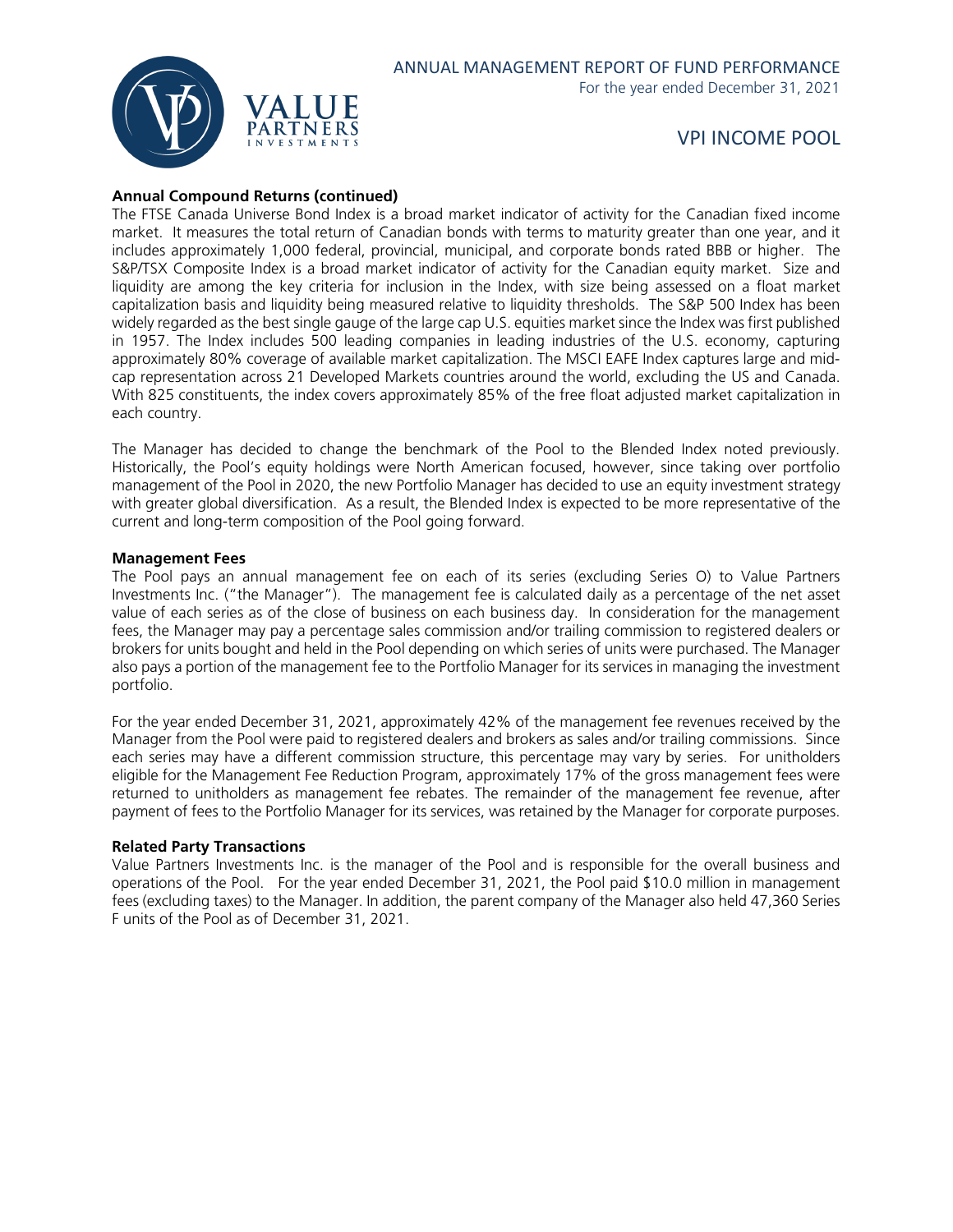### Annual Compound Returns (continued)

The FTSE Canada Universe Bond Index is a broad market indicator of activity for the Canadian fixed income market. It measures the total return of Canadian bonds with terms to maturity greater than one year, and it includes approximately 1,000 federal, provincial, municipal, and corporate bonds rated BBB or higher. The S&P/TSX Composite Index is a broad market indicator of activity for the Canadian equity market. Size and liquidity are among the key criteria for inclusion in the Index, with size being assessed on a float market capitalization basis and liquidity being measured relative to liquidity thresholds. The S&P 500 Index has been widely regarded as the best single gauge of the large cap U.S. equities market since the Index was first published in 1957. The Index includes 500 leading companies in leading industries of the U.S. economy, capturing approximately 80% coverage of available market capitalization. The MSCI EAFE Index captures large and mid-cap representation across 21 Developed Markets countries around the world, excluding the US and Canada. With 825 constituents, the index covers approximately 85% of the free float adjusted market capitalization in each country.

The Manager has decided to change the benchmark of the Pool to the Blended Index noted previously. Historically, the Pool's equity holdings were North American focused, however, since taking over portfolio management of the Pool in 2020, the new Portfolio Manager has decided to use an equity investment strategy with greater global diversification. As a result, the Blended Index is expected to be more representative of the current and long-term composition of the Pool going forward.

### Management Fees

The Pool pays an annual management fee on each of its series (excluding Series O) to Value Partners Investments Inc. ("the Manager"). The management fee is calculated daily as a percentage of the net asset value of each series as of the close of business on each business day. In consideration for the management fees, the Manager may pay a percentage sales commission and/or trailing commission to registered dealers or brokers for units bought and held in the Pool depending on which series of units were purchased. The Manager also pays a portion of the management fee to the Portfolio Manager for its services in managing the investment portfolio.

For the year ended December 31, 2021, approximately 42% of the management fee revenues received by the Manager from the Pool were paid to registered dealers and brokers as sales and/or trailing commissions. Since each series may have a different commission structure, this percentage may vary by series. For unitholders eligible for the Management Fee Reduction Program, approximately 17% of the gross management fees were returned to unitholders as management fee rebates. The remainder of the management fee revenue, after payment of fees to the Portfolio Manager for its services, was retained by the Manager for corporate purposes.

### Related Party Transactions

Value Partners Investments Inc. is the manager of the Pool and is responsible for the overall business and operations of the Pool. For the year ended December 31, 2021, the Pool paid $10.0 million in management fees (excluding taxes) to the Manager. In addition, the parent company of the Manager also held 47,360 Series F units of the Pool as of December 31, 2021.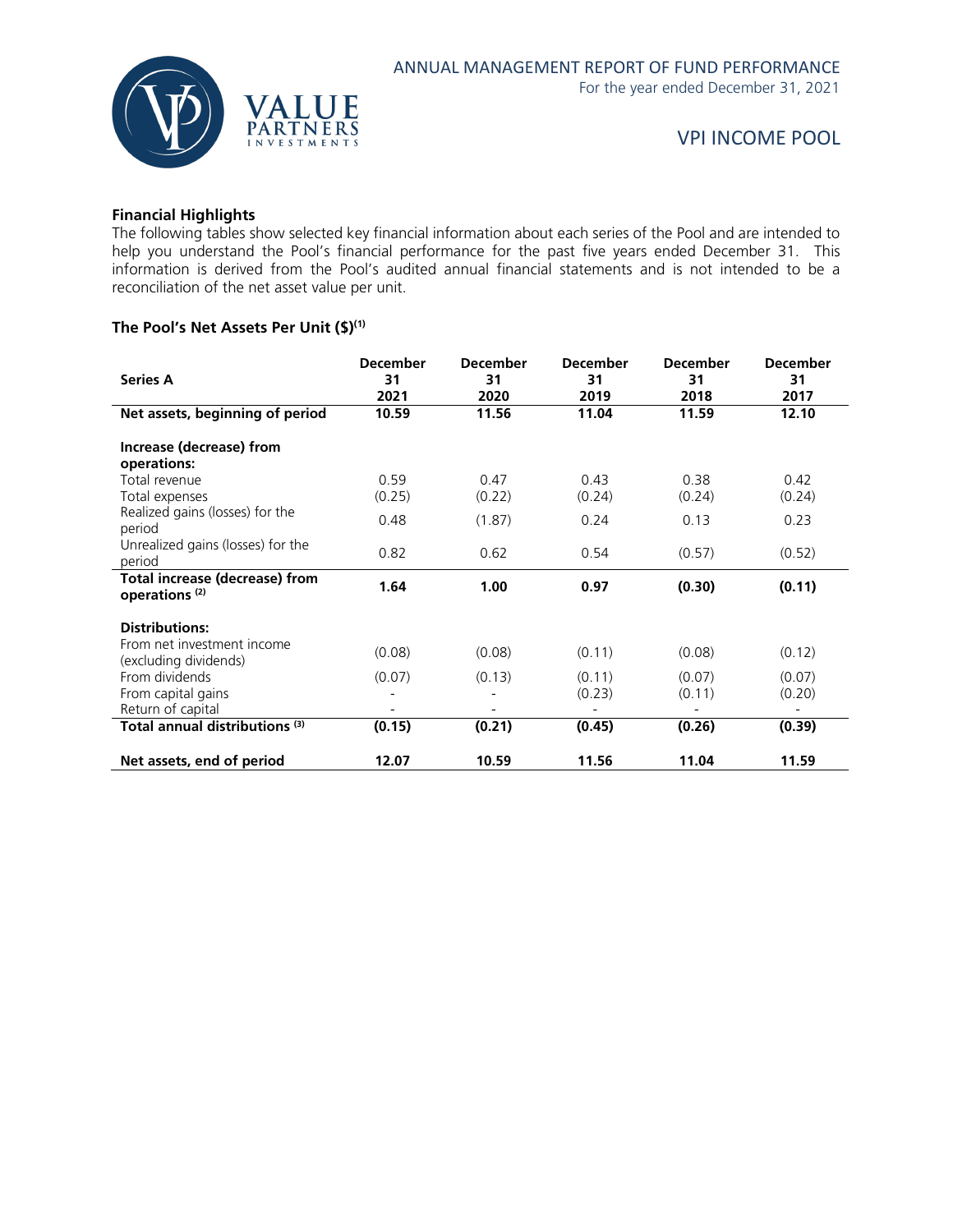## Financial Highlights

The following tables show selected key financial information about each series of the Pool and are intended to help you understand the Pool's financial performance for the past five years ended December 31. This information is derived from the Pool's audited annual financial statements and is not intended to be a reconciliation of the net asset value per unit.

### The Pool's Net Assets Per Unit ($)(1)

| Series A | December 31 2021 | December 31 2020 | December 31 2019 | December 31 2018 | December 31 2017 |
|---|---|---|---|---|---|
| **Net assets, beginning of period** | **10.59** | **11.56** | **11.04** | **11.59** | **12.10** |
| **Increase (decrease) from operations:** | | | | | |
| Total revenue | 0.59 | 0.47 | 0.43 | 0.38 | 0.42 |
| Total expenses | (0.25) | (0.22) | (0.24) | (0.24) | (0.24) |
| Realized gains (losses) for the period | 0.48 | (1.87) | 0.24 | 0.13 | 0.23 |
| Unrealized gains (losses) for the period | 0.82 | 0.62 | 0.54 | (0.57) | (0.52) |
| **Total increase (decrease) from operations (2)** | **1.64** | **1.00** | **0.97** | **(0.30)** | **(0.11)** |
| **Distributions:** | | | | | |
| From net investment income (excluding dividends) | (0.08) | (0.08) | (0.11) | (0.08) | (0.12) |
| From dividends | (0.07) | (0.13) | (0.11) | (0.07) | (0.07) |
| From capital gains | - | - | (0.23) | (0.11) | (0.20) |
| Return of capital | - | - | - | - | - |
| **Total annual distributions (3)** | **(0.15)** | **(0.21)** | **(0.45)** | **(0.26)** | **(0.39)** |
| **Net assets, end of period** | **12.07** | **10.59** | **11.56** | **11.04** | **11.59** |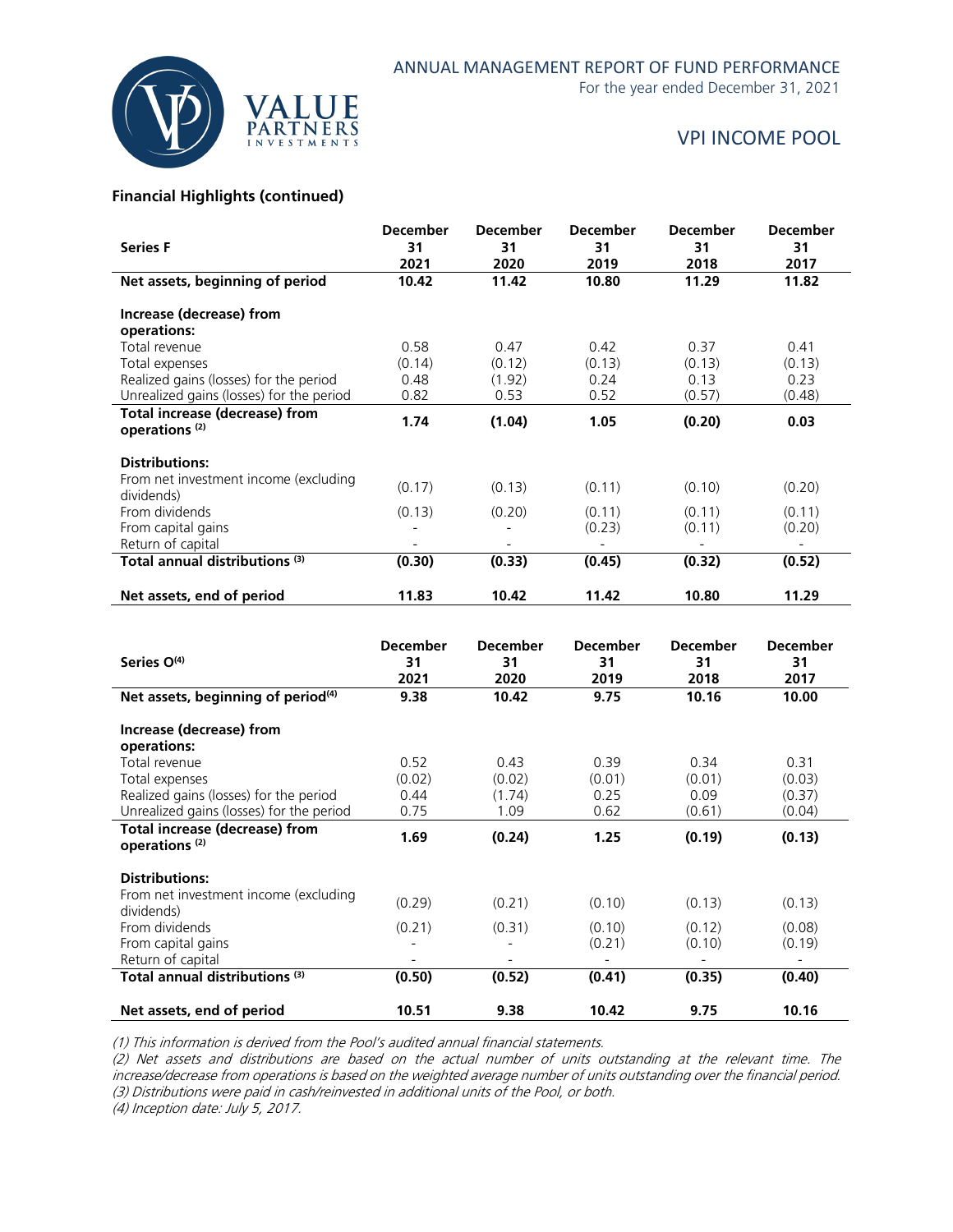### Financial Highlights (continued)

| Series F | December 31 2021 | December 31 2020 | December 31 2019 | December 31 2018 | December 31 2017 |
|---|---|---|---|---|---|
| **Net assets, beginning of period** | **10.42** | **11.42** | **10.80** | **11.29** | **11.82** |
| **Increase (decrease) from operations:** | | | | | |
| Total revenue | 0.58 | 0.47 | 0.42 | 0.37 | 0.41 |
| Total expenses | (0.14) | (0.12) | (0.13) | (0.13) | (0.13) |
| Realized gains (losses) for the period | 0.48 | (1.92) | 0.24 | 0.13 | 0.23 |
| Unrealized gains (losses) for the period | 0.82 | 0.53 | 0.52 | (0.57) | (0.48) |
| **Total increase (decrease) from operations [(2)]** | **1.74** | **(1.04)** | **1.05** | **(0.20)** | **0.03** |
| **Distributions:** | | | | | |
| From net investment income (excluding dividends) | (0.17) | (0.13) | (0.11) | (0.10) | (0.20) |
| From dividends | (0.13) | (0.20) | (0.11) | (0.11) | (0.11) |
| From capital gains | - | - | (0.23) | (0.11) | (0.20) |
| Return of capital | - | - | - | - | - |
| **Total annual distributions [(3)]** | **(0.30)** | **(0.33)** | **(0.45)** | **(0.32)** | **(0.52)** |
| **Net assets, end of period** | **11.83** | **10.42** | **11.42** | **10.80** | **11.29** |

| Series O[(4)] | December 31 2021 | December 31 2020 | December 31 2019 | December 31 2018 | December 31 2017 |
|---|---|---|---|---|---|
| **Net assets, beginning of period[(4)]** | **9.38** | **10.42** | **9.75** | **10.16** | **10.00** |
| **Increase (decrease) from operations:** | | | | | |
| Total revenue | 0.52 | 0.43 | 0.39 | 0.34 | 0.31 |
| Total expenses | (0.02) | (0.02) | (0.01) | (0.01) | (0.03) |
| Realized gains (losses) for the period | 0.44 | (1.74) | 0.25 | 0.09 | (0.37) |
| Unrealized gains (losses) for the period | 0.75 | 1.09 | 0.62 | (0.61) | (0.04) |
| **Total increase (decrease) from operations [(2)]** | **1.69** | **(0.24)** | **1.25** | **(0.19)** | **(0.13)** |
| **Distributions:** | | | | | |
| From net investment income (excluding dividends) | (0.29) | (0.21) | (0.10) | (0.13) | (0.13) |
| From dividends | (0.21) | (0.31) | (0.10) | (0.12) | (0.08) |
| From capital gains | - | - | (0.21) | (0.10) | (0.19) |
| Return of capital | - | - | - | - | - |
| **Total annual distributions [(3)]** | **(0.50)** | **(0.52)** | **(0.41)** | **(0.35)** | **(0.40)** |
| **Net assets, end of period** | **10.51** | **9.38** | **10.42** | **9.75** | **10.16** |

*(1) This information is derived from the Pool's audited annual financial statements.*
*(2) Net assets and distributions are based on the actual number of units outstanding at the relevant time. The increase/decrease from operations is based on the weighted average number of units outstanding over the financial period.*
*(3) Distributions were paid in cash/reinvested in additional units of the Pool, or both.*
*(4) Inception date: July 5, 2017.*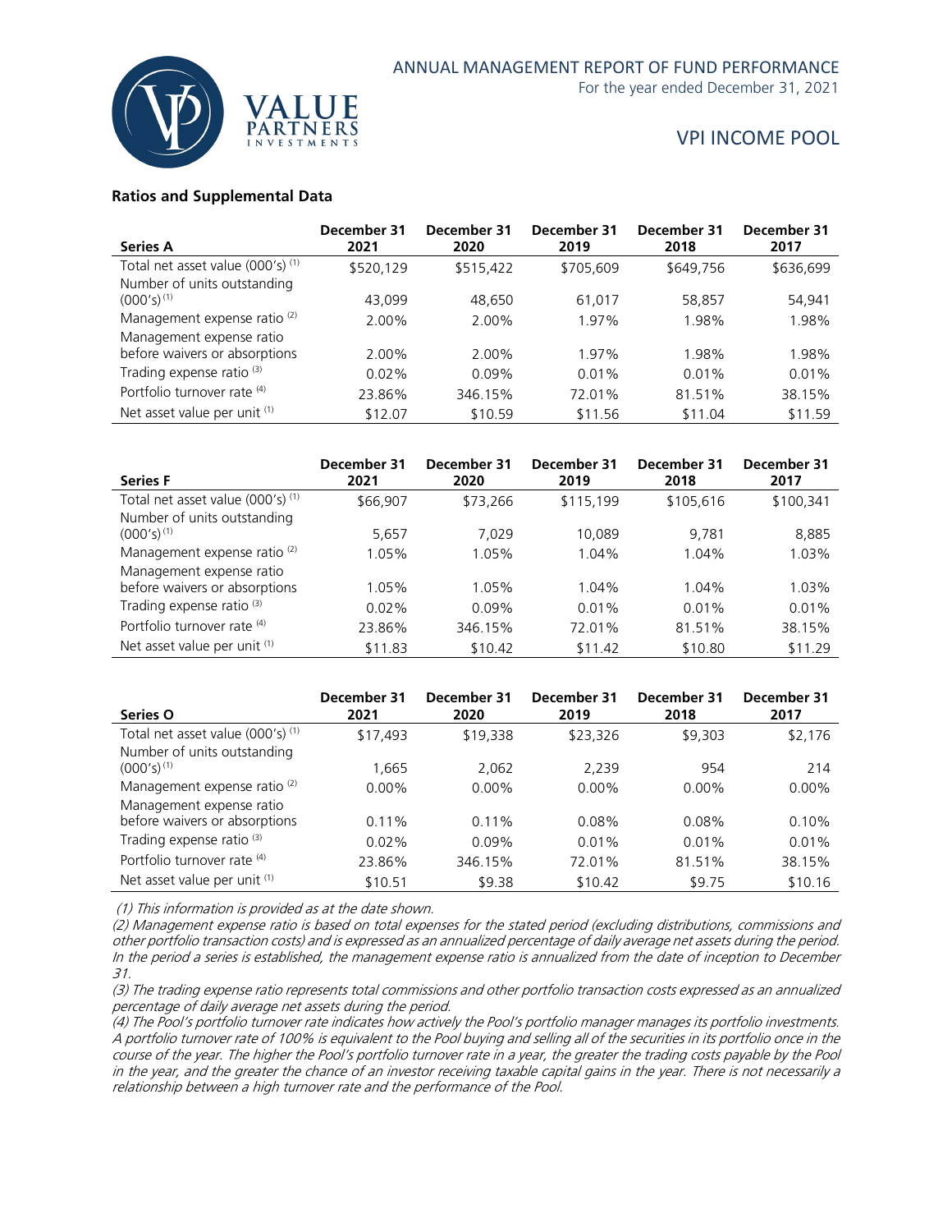### Ratios and Supplemental Data

| Series A | December 31 2021 | December 31 2020 | December 31 2019 | December 31 2018 | December 31 2017 |
|---|---|---|---|---|---|
| Total net asset value (000's) (1) | $520,129 | $515,422 | $705,609 | $649,756 | $636,699 |
| Number of units outstanding (000's) (1) | 43,099 | 48,650 | 61,017 | 58,857 | 54,941 |
| Management expense ratio (2) | 2.00% | 2.00% | 1.97% | 1.98% | 1.98% |
| Management expense ratio before waivers or absorptions | 2.00% | 2.00% | 1.97% | 1.98% | 1.98% |
| Trading expense ratio (3) | 0.02% | 0.09% | 0.01% | 0.01% | 0.01% |
| Portfolio turnover rate (4) | 23.86% | 346.15% | 72.01% | 81.51% | 38.15% |
| Net asset value per unit (1) | $12.07 | $10.59 | $11.56 | $11.04 | $11.59 |

| Series F | December 31 2021 | December 31 2020 | December 31 2019 | December 31 2018 | December 31 2017 |
|---|---|---|---|---|---|
| Total net asset value (000's) (1) | $66,907 | $73,266 | $115,199 | $105,616 | $100,341 |
| Number of units outstanding (000's) (1) | 5,657 | 7,029 | 10,089 | 9,781 | 8,885 |
| Management expense ratio (2) | 1.05% | 1.05% | 1.04% | 1.04% | 1.03% |
| Management expense ratio before waivers or absorptions | 1.05% | 1.05% | 1.04% | 1.04% | 1.03% |
| Trading expense ratio (3) | 0.02% | 0.09% | 0.01% | 0.01% | 0.01% |
| Portfolio turnover rate (4) | 23.86% | 346.15% | 72.01% | 81.51% | 38.15% |
| Net asset value per unit (1) | $11.83 | $10.42 | $11.42 | $10.80 | $11.29 |

| Series O | December 31 2021 | December 31 2020 | December 31 2019 | December 31 2018 | December 31 2017 |
|---|---|---|---|---|---|
| Total net asset value (000's) (1) | $17,493 | $19,338 | $23,326 | $9,303 | $2,176 |
| Number of units outstanding (000's) (1) | 1,665 | 2,062 | 2,239 | 954 | 214 |
| Management expense ratio (2) | 0.00% | 0.00% | 0.00% | 0.00% | 0.00% |
| Management expense ratio before waivers or absorptions | 0.11% | 0.11% | 0.08% | 0.08% | 0.10% |
| Trading expense ratio (3) | 0.02% | 0.09% | 0.01% | 0.01% | 0.01% |
| Portfolio turnover rate (4) | 23.86% | 346.15% | 72.01% | 81.51% | 38.15% |
| Net asset value per unit (1) | $10.51 | $9.38 | $10.42 | $9.75 | $10.16 |

*(1) This information is provided as at the date shown.*

*(2) Management expense ratio is based on total expenses for the stated period (excluding distributions, commissions and other portfolio transaction costs) and is expressed as an annualized percentage of daily average net assets during the period. In the period a series is established, the management expense ratio is annualized from the date of inception to December 31.*

*(3) The trading expense ratio represents total commissions and other portfolio transaction costs expressed as an annualized percentage of daily average net assets during the period.*

*(4) The Pool's portfolio turnover rate indicates how actively the Pool's portfolio manager manages its portfolio investments. A portfolio turnover rate of 100% is equivalent to the Pool buying and selling all of the securities in its portfolio once in the course of the year. The higher the Pool's portfolio turnover rate in a year, the greater the trading costs payable by the Pool in the year, and the greater the chance of an investor receiving taxable capital gains in the year. There is not necessarily a relationship between a high turnover rate and the performance of the Pool.*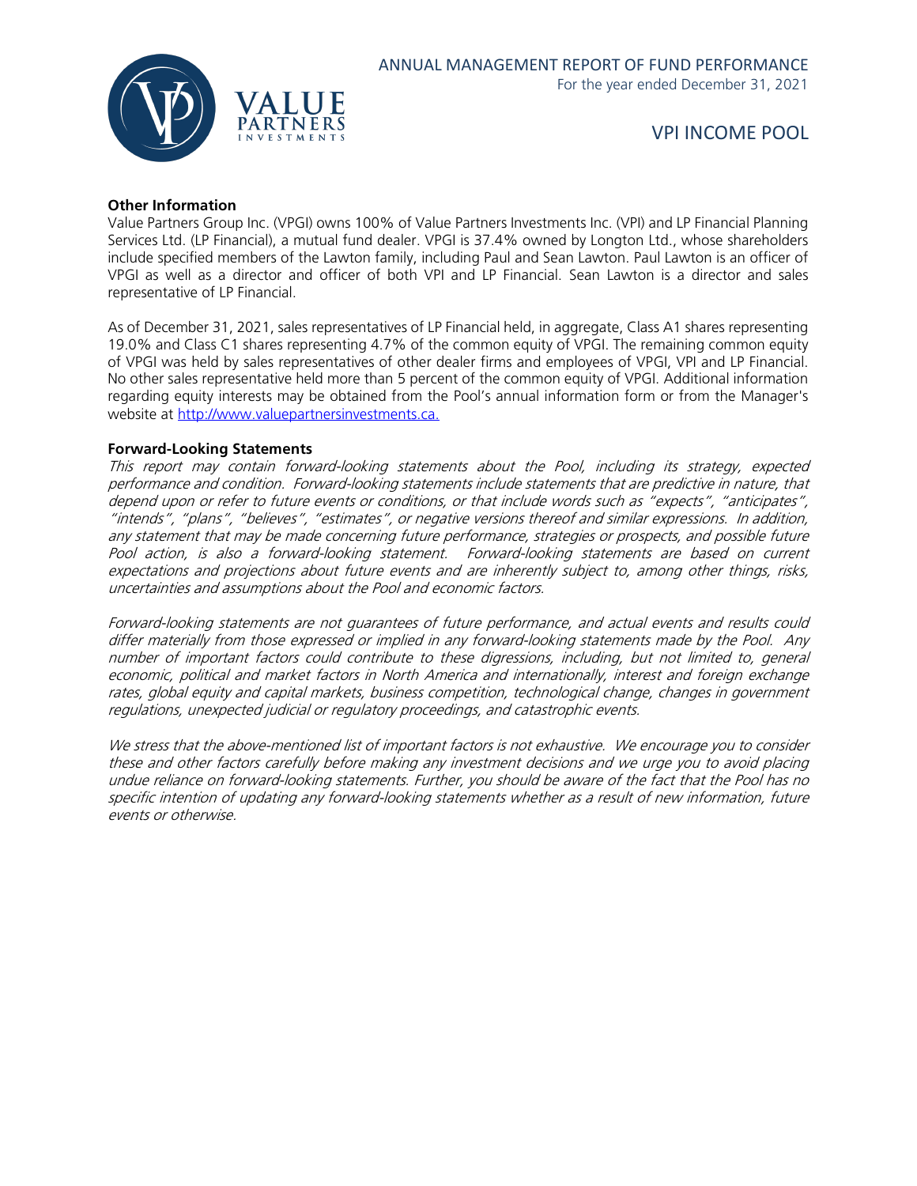## Other Information

Value Partners Group Inc. (VPGI) owns 100% of Value Partners Investments Inc. (VPI) and LP Financial Planning Services Ltd. (LP Financial), a mutual fund dealer. VPGI is 37.4% owned by Longton Ltd., whose shareholders include specified members of the Lawton family, including Paul and Sean Lawton. Paul Lawton is an officer of VPGI as well as a director and officer of both VPI and LP Financial. Sean Lawton is a director and sales representative of LP Financial.

As of December 31, 2021, sales representatives of LP Financial held, in aggregate, Class A1 shares representing 19.0% and Class C1 shares representing 4.7% of the common equity of VPGI. The remaining common equity of VPGI was held by sales representatives of other dealer firms and employees of VPGI, VPI and LP Financial. No other sales representative held more than 5 percent of the common equity of VPGI. Additional information regarding equity interests may be obtained from the Pool's annual information form or from the Manager's website at http://www.valuepartnersinvestments.ca.

## Forward-Looking Statements

*This report may contain forward-looking statements about the Pool, including its strategy, expected performance and condition. Forward-looking statements include statements that are predictive in nature, that depend upon or refer to future events or conditions, or that include words such as "expects", "anticipates", "intends", "plans", "believes", "estimates", or negative versions thereof and similar expressions. In addition, any statement that may be made concerning future performance, strategies or prospects, and possible future Pool action, is also a forward-looking statement. Forward-looking statements are based on current expectations and projections about future events and are inherently subject to, among other things, risks, uncertainties and assumptions about the Pool and economic factors.*

*Forward-looking statements are not guarantees of future performance, and actual events and results could differ materially from those expressed or implied in any forward-looking statements made by the Pool. Any number of important factors could contribute to these digressions, including, but not limited to, general economic, political and market factors in North America and internationally, interest and foreign exchange rates, global equity and capital markets, business competition, technological change, changes in government regulations, unexpected judicial or regulatory proceedings, and catastrophic events.*

*We stress that the above-mentioned list of important factors is not exhaustive. We encourage you to consider these and other factors carefully before making any investment decisions and we urge you to avoid placing undue reliance on forward-looking statements. Further, you should be aware of the fact that the Pool has no specific intention of updating any forward-looking statements whether as a result of new information, future events or otherwise.*